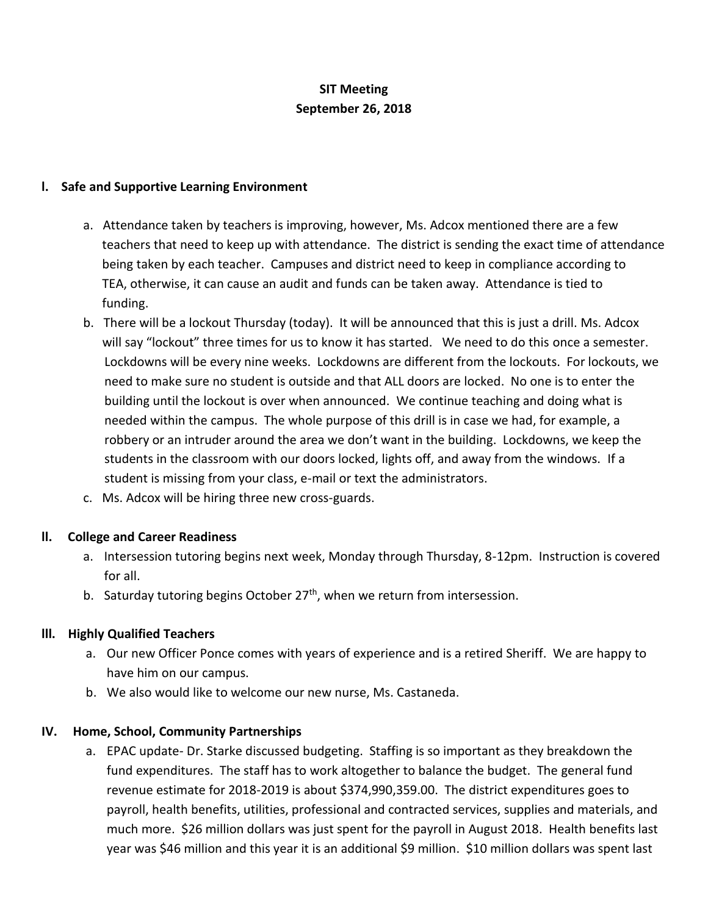# SIT Meeting
# September 26, 2018

## I. Safe and Supportive Learning Environment

a. Attendance taken by teachers is improving, however, Ms. Adcox mentioned there are a few teachers that need to keep up with attendance. The district is sending the exact time of attendance being taken by each teacher. Campuses and district need to keep in compliance according to TEA, otherwise, it can cause an audit and funds can be taken away. Attendance is tied to funding.

b. There will be a lockout Thursday (today). It will be announced that this is just a drill. Ms. Adcox will say "lockout" three times for us to know it has started. We need to do this once a semester. Lockdowns will be every nine weeks. Lockdowns are different from the lockouts. For lockouts, we need to make sure no student is outside and that ALL doors are locked. No one is to enter the building until the lockout is over when announced. We continue teaching and doing what is needed within the campus. The whole purpose of this drill is in case we had, for example, a robbery or an intruder around the area we don't want in the building. Lockdowns, we keep the students in the classroom with our doors locked, lights off, and away from the windows. If a student is missing from your class, e-mail or text the administrators.

c. Ms. Adcox will be hiring three new cross-guards.

## II. College and Career Readiness

a. Intersession tutoring begins next week, Monday through Thursday, 8-12pm. Instruction is covered for all.

b. Saturday tutoring begins October 27th, when we return from intersession.

## III. Highly Qualified Teachers

a. Our new Officer Ponce comes with years of experience and is a retired Sheriff. We are happy to have him on our campus.

b. We also would like to welcome our new nurse, Ms. Castaneda.

## IV. Home, School, Community Partnerships

a. EPAC update- Dr. Starke discussed budgeting. Staffing is so important as they breakdown the fund expenditures. The staff has to work altogether to balance the budget. The general fund revenue estimate for 2018-2019 is about $374,990,359.00. The district expenditures goes to payroll, health benefits, utilities, professional and contracted services, supplies and materials, and much more. $26 million dollars was just spent for the payroll in August 2018. Health benefits last year was $46 million and this year it is an additional $9 million. $10 million dollars was spent last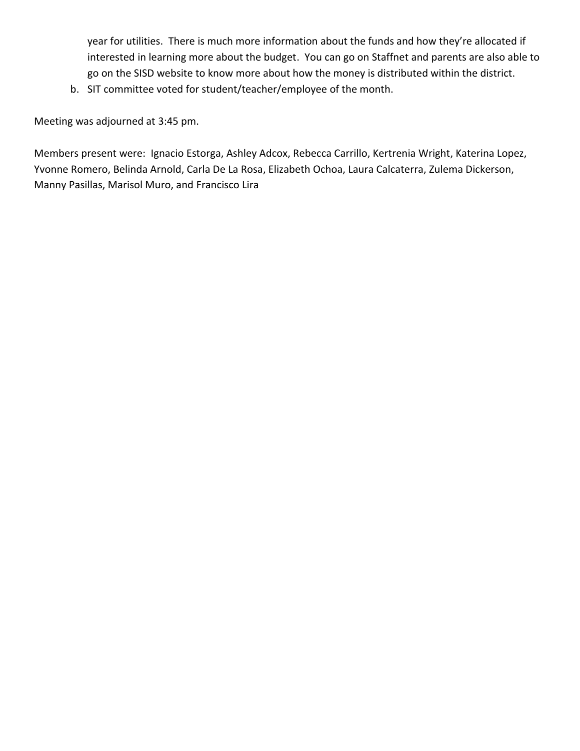year for utilities. There is much more information about the funds and how they're allocated if interested in learning more about the budget. You can go on Staffnet and parents are also able to go on the SISD website to know more about how the money is distributed within the district.

b. SIT committee voted for student/teacher/employee of the month.

Meeting was adjourned at 3:45 pm.

Members present were: Ignacio Estorga, Ashley Adcox, Rebecca Carrillo, Kertrenia Wright, Katerina Lopez, Yvonne Romero, Belinda Arnold, Carla De La Rosa, Elizabeth Ochoa, Laura Calcaterra, Zulema Dickerson, Manny Pasillas, Marisol Muro, and Francisco Lira